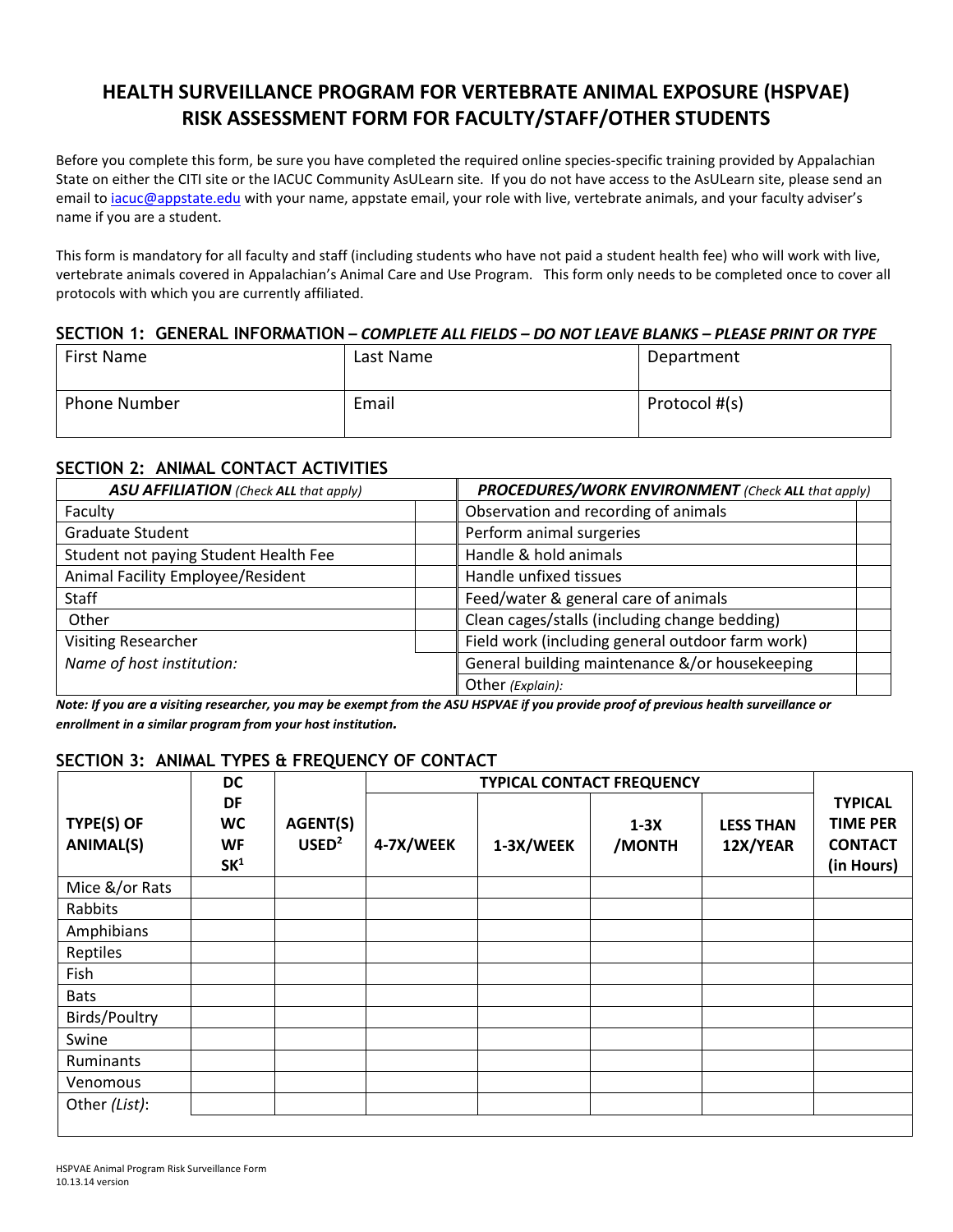# HEALTH SURVEILLANCE PROGRAM FOR VERTEBRATE ANIMAL EXPOSURE (HSPVAE) RISK ASSESSMENT FORM FOR FACULTY/STAFF/OTHER STUDENTS

Before you complete this form, be sure you have completed the required online species-specific training provided by Appalachian State on either the CITI site or the IACUC Community AsULearn site. If you do not have access to the AsULearn site, please send an email to iacuc@appstate.edu with your name, appstate email, your role with live, vertebrate animals, and your faculty adviser's name if you are a student.

This form is mandatory for all faculty and staff (including students who have not paid a student health fee) who will work with live, vertebrate animals covered in Appalachian's Animal Care and Use Program. This form only needs to be completed once to cover all protocols with which you are currently affiliated.

## SECTION 1: GENERAL INFORMATION – *COMPLETE ALL FIELDS – DO NOT LEAVE BLANKS – PLEASE PRINT OR TYPE*

| First Name | Last Name | Department |
|---|---|---|
| Phone Number | Email | Protocol #(s) |

## SECTION 2: ANIMAL CONTACT ACTIVITIES

| ***ASU AFFILIATION*** *(Check **ALL** that apply)* | | ***PROCEDURES/WORK ENVIRONMENT*** *(Check **ALL** that apply)* | |
|---|---|---|---|
| Faculty | | Observation and recording of animals | |
| Graduate Student | | Perform animal surgeries | |
| Student not paying Student Health Fee | | Handle & hold animals | |
| Animal Facility Employee/Resident | | Handle unfixed tissues | |
| Staff | | Feed/water & general care of animals | |
| Other | | Clean cages/stalls (including change bedding) | |
| Visiting Researcher | | Field work (including general outdoor farm work) | |
| *Name of host institution:* | | General building maintenance &/or housekeeping | |
| | | Other *(Explain):* | |

***Note: If you are a visiting researcher, you may be exempt from the ASU HSPVAE if you provide proof of previous health surveillance or enrollment in a similar program from your host institution.***

## SECTION 3: ANIMAL TYPES & FREQUENCY OF CONTACT

| TYPE(S) OF ANIMAL(S) | DC DF WC WF SK[1] | AGENT(S) USED[2] | TYPICAL CONTACT FREQUENCY | | | | TYPICAL TIME PER CONTACT (in Hours) |
|---|---|---|---|---|---|---|---|
| | | | 4-7X/WEEK | 1-3X/WEEK | 1-3X /MONTH | LESS THAN 12X/YEAR | |
| Mice &/or Rats | | | | | | | |
| Rabbits | | | | | | | |
| Amphibians | | | | | | | |
| Reptiles | | | | | | | |
| Fish | | | | | | | |
| Bats | | | | | | | |
| Birds/Poultry | | | | | | | |
| Swine | | | | | | | |
| Ruminants | | | | | | | |
| Venomous | | | | | | | |
| Other *(List)*: | | | | | | | |

HSPVAE Animal Program Risk Surveillance Form
10.13.14 version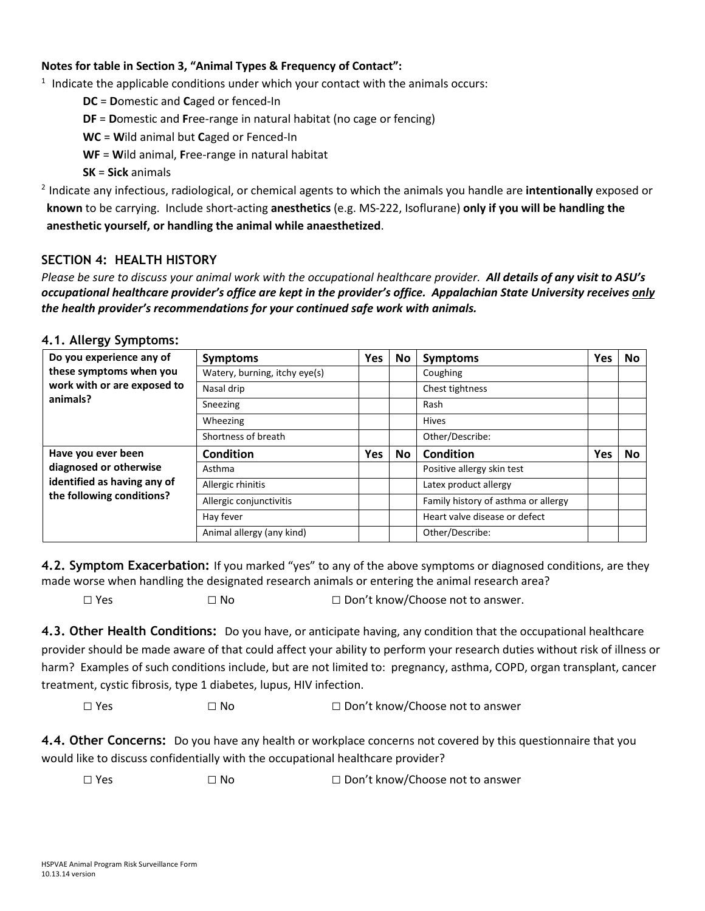**Notes for table in Section 3, "Animal Types & Frequency of Contact":**

[1] Indicate the applicable conditions under which your contact with the animals occurs:

- **DC** = **D**omestic and **C**aged or fenced-In
- **DF** = **D**omestic and **F**ree-range in natural habitat (no cage or fencing)
- **WC** = **W**ild animal but **C**aged or Fenced-In
- **WF** = **W**ild animal, **F**ree-range in natural habitat
- **SK** = **Sick** animals

[2] Indicate any infectious, radiological, or chemical agents to which the animals you handle are **intentionally** exposed or **known** to be carrying. Include short-acting **anesthetics** (e.g. MS-222, Isoflurane) **only if you will be handling the anesthetic yourself, or handling the animal while anaesthetized**.

## SECTION 4: HEALTH HISTORY

*Please be sure to discuss your animal work with the occupational healthcare provider.* ***All details of any visit to ASU's occupational healthcare provider's office are kept in the provider's office. Appalachian State University receives <u>only</u> the health provider's recommendations for your continued safe work with animals.***

### 4.1. Allergy Symptoms:

| | Symptoms | Yes | No | Symptoms | Yes | No |
|---|---|---|---|---|---|---|
| **Do you experience any of these symptoms when you work with or are exposed to animals?** | Watery, burning, itchy eye(s) | | | Coughing | | |
| | Nasal drip | | | Chest tightness | | |
| | Sneezing | | | Rash | | |
| | Wheezing | | | Hives | | |
| | Shortness of breath | | | Other/Describe: | | |
| **Have you ever been diagnosed or otherwise identified as having any of the following conditions?** | **Condition** | **Yes** | **No** | **Condition** | **Yes** | **No** |
| | Asthma | | | Positive allergy skin test | | |
| | Allergic rhinitis | | | Latex product allergy | | |
| | Allergic conjunctivitis | | | Family history of asthma or allergy | | |
| | Hay fever | | | Heart valve disease or defect | | |
| | Animal allergy (any kind) | | | Other/Describe: | | |

**4.2. Symptom Exacerbation:** If you marked "yes" to any of the above symptoms or diagnosed conditions, are they made worse when handling the designated research animals or entering the animal research area?

☐ Yes ☐ No ☐ Don't know/Choose not to answer.

**4.3. Other Health Conditions:** Do you have, or anticipate having, any condition that the occupational healthcare provider should be made aware of that could affect your ability to perform your research duties without risk of illness or harm? Examples of such conditions include, but are not limited to: pregnancy, asthma, COPD, organ transplant, cancer treatment, cystic fibrosis, type 1 diabetes, lupus, HIV infection.

☐ Yes ☐ No ☐ Don't know/Choose not to answer

**4.4. Other Concerns:** Do you have any health or workplace concerns not covered by this questionnaire that you would like to discuss confidentially with the occupational healthcare provider?

☐ Yes ☐ No ☐ Don't know/Choose not to answer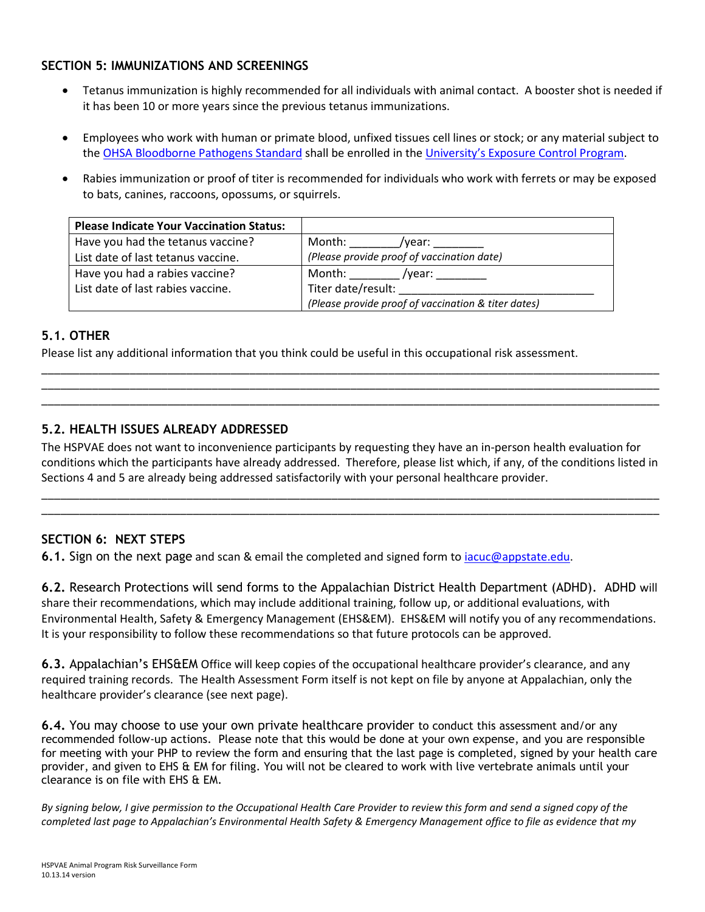## SECTION 5: IMMUNIZATIONS AND SCREENINGS

- Tetanus immunization is highly recommended for all individuals with animal contact. A booster shot is needed if it has been 10 or more years since the previous tetanus immunizations.
- Employees who work with human or primate blood, unfixed tissues cell lines or stock; or any material subject to the OHSA Bloodborne Pathogens Standard shall be enrolled in the University's Exposure Control Program.
- Rabies immunization or proof of titer is recommended for individuals who work with ferrets or may be exposed to bats, canines, raccoons, opossums, or squirrels.

| **Please Indicate Your Vaccination Status:** | |
|---|---|
| Have you had the tetanus vaccine?<br>List date of last tetanus vaccine. | Month: ________/year: ________<br>*(Please provide proof of vaccination date)* |
| Have you had a rabies vaccine?<br>List date of last rabies vaccine. | Month: ________ /year: ________<br>Titer date/result: ______________________________<br>*(Please provide proof of vaccination & titer dates)* |

### 5.1. OTHER

Please list any additional information that you think could be useful in this occupational risk assessment.

______________________________________________________________________________________________
______________________________________________________________________________________________
______________________________________________________________________________________________

### 5.2. HEALTH ISSUES ALREADY ADDRESSED

The HSPVAE does not want to inconvenience participants by requesting they have an in-person health evaluation for conditions which the participants have already addressed. Therefore, please list which, if any, of the conditions listed in Sections 4 and 5 are already being addressed satisfactorily with your personal healthcare provider.

______________________________________________________________________________________________
______________________________________________________________________________________________

## SECTION 6: NEXT STEPS

**6.1.** Sign on the next page and scan & email the completed and signed form to iacuc@appstate.edu.

**6.2.** Research Protections will send forms to the Appalachian District Health Department (ADHD). ADHD will share their recommendations, which may include additional training, follow up, or additional evaluations, with Environmental Health, Safety & Emergency Management (EHS&EM). EHS&EM will notify you of any recommendations. It is your responsibility to follow these recommendations so that future protocols can be approved.

**6.3.** Appalachian's EHS&EM Office will keep copies of the occupational healthcare provider's clearance, and any required training records. The Health Assessment Form itself is not kept on file by anyone at Appalachian, only the healthcare provider's clearance (see next page).

**6.4.** You may choose to use your own private healthcare provider to conduct this assessment and/or any recommended follow-up actions. Please note that this would be done at your own expense, and you are responsible for meeting with your PHP to review the form and ensuring that the last page is completed, signed by your health care provider, and given to EHS & EM for filing. You will not be cleared to work with live vertebrate animals until your clearance is on file with EHS & EM.

*By signing below, I give permission to the Occupational Health Care Provider to review this form and send a signed copy of the completed last page to Appalachian's Environmental Health Safety & Emergency Management office to file as evidence that my*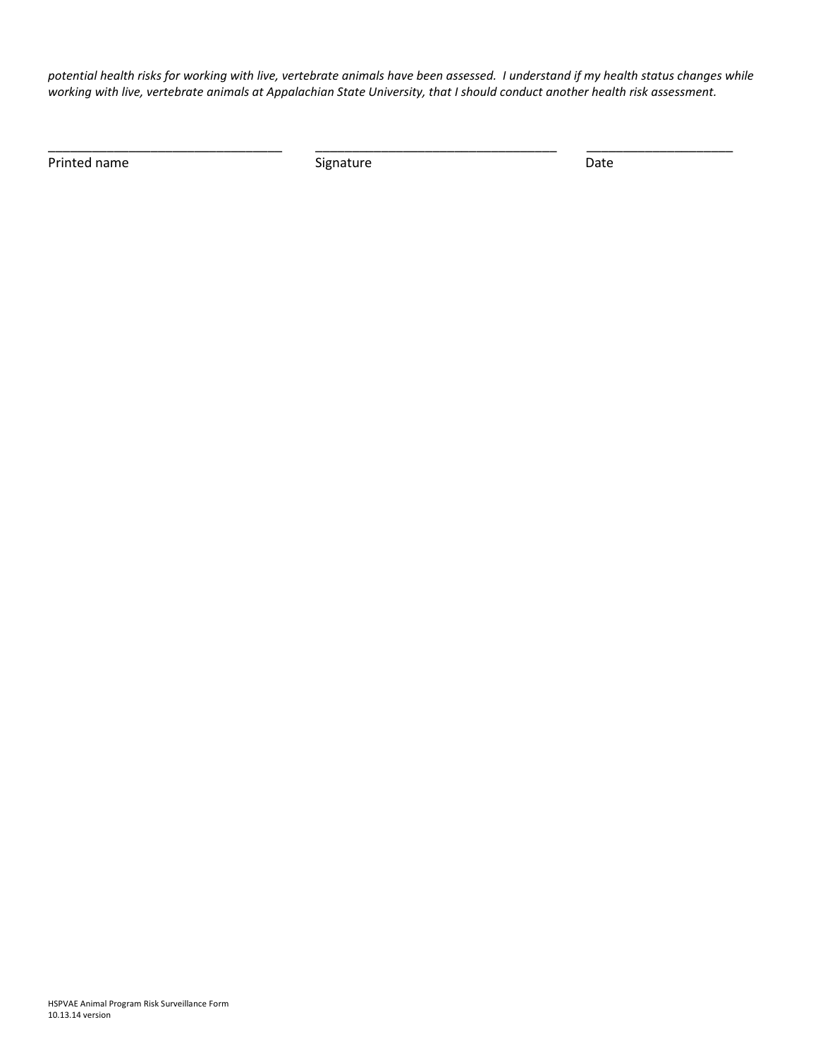*potential health risks for working with live, vertebrate animals have been assessed. I understand if my health status changes while working with live, vertebrate animals at Appalachian State University, that I should conduct another health risk assessment.*

| ________________________________ | ________________________________ | ____________________ |
|---|---|---|
| Printed name | Signature | Date |

HSPVAE Animal Program Risk Surveillance Form
10.13.14 version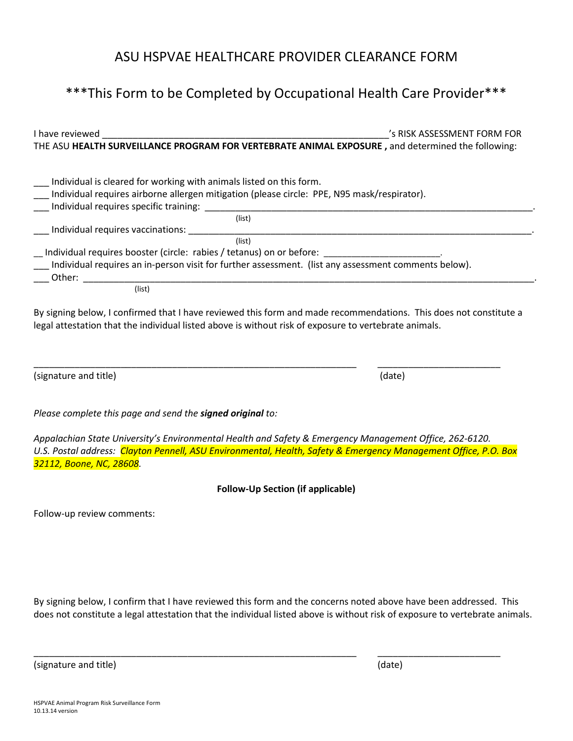# ASU HSPVAE HEALTHCARE PROVIDER CLEARANCE FORM

## \*\*\*This Form to be Completed by Occupational Health Care Provider\*\*\*

I have reviewed ___________________________________________________________'s RISK ASSESSMENT FORM FOR THE ASU **HEALTH SURVEILLANCE PROGRAM FOR VERTEBRATE ANIMAL EXPOSURE ,** and determined the following:

___ Individual is cleared for working with animals listed on this form.
___ Individual requires airborne allergen mitigation (please circle: PPE, N95 mask/respirator).
___ Individual requires specific training: ___________________________________________________________________.
(list)
___ Individual requires vaccinations: ______________________________________________________________________.
(list)
__ Individual requires booster (circle: rabies / tetanus) on or before: _______________________.
___ Individual requires an in-person visit for further assessment. (list any assessment comments below).
___ Other: ______________________________________________________________________________________________.
(list)

By signing below, I confirmed that I have reviewed this form and made recommendations. This does not constitute a legal attestation that the individual listed above is without risk of exposure to vertebrate animals.

_________________________________________________________________ ________________________
(signature and title) (date)

*Please complete this page and send the* ***signed original*** *to:*

*Appalachian State University's Environmental Health and Safety & Emergency Management Office, 262-6120.*
*U.S. Postal address: Clayton Pennell, ASU Environmental, Health, Safety & Emergency Management Office, P.O. Box 32112, Boone, NC, 28608.*

**Follow-Up Section (if applicable)**

Follow-up review comments:

By signing below, I confirm that I have reviewed this form and the concerns noted above have been addressed. This does not constitute a legal attestation that the individual listed above is without risk of exposure to vertebrate animals.

_________________________________________________________________ ________________________
(signature and title) (date)

HSPVAE Animal Program Risk Surveillance Form
10.13.14 version